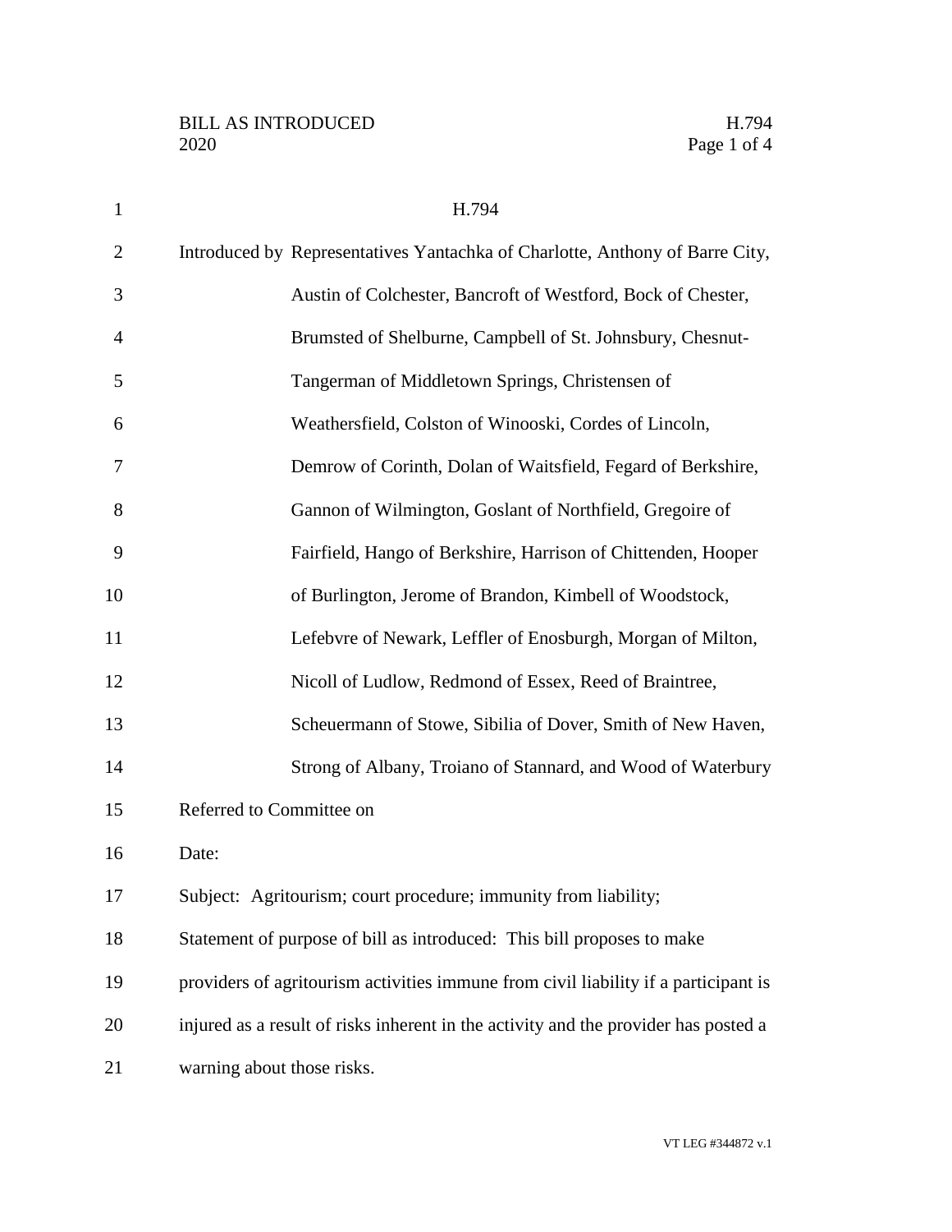BILL AS INTRODUCED H.794
2020

# H.794

Introduced by Representatives Yantachka of Charlotte, Anthony of Barre City, Austin of Colchester, Bancroft of Westford, Bock of Chester, Brumsted of Shelburne, Campbell of St. Johnsbury, Chesnut-Tangerman of Middletown Springs, Christensen of Weathersfield, Colston of Winooski, Cordes of Lincoln, Demrow of Corinth, Dolan of Waitsfield, Fegard of Berkshire, Gannon of Wilmington, Goslant of Northfield, Gregoire of Fairfield, Hango of Berkshire, Harrison of Chittenden, Hooper of Burlington, Jerome of Brandon, Kimbell of Woodstock, Lefebvre of Newark, Leffler of Enosburgh, Morgan of Milton, Nicoll of Ludlow, Redmond of Essex, Reed of Braintree, Scheuermann of Stowe, Sibilia of Dover, Smith of New Haven, Strong of Albany, Troiano of Stannard, and Wood of Waterbury

Referred to Committee on

Date:

Subject: Agritourism; court procedure; immunity from liability;

Statement of purpose of bill as introduced: This bill proposes to make providers of agritourism activities immune from civil liability if a participant is injured as a result of risks inherent in the activity and the provider has posted a warning about those risks.

VT LEG #344872 v.1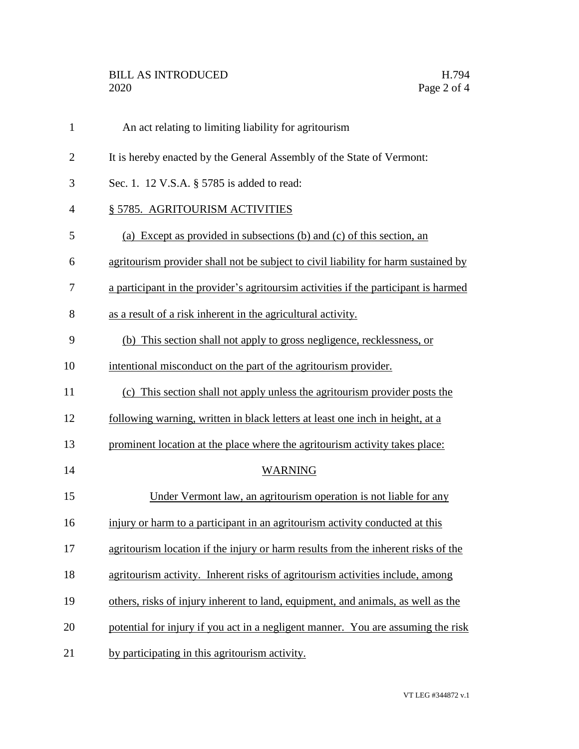An act relating to limiting liability for agritourism

It is hereby enacted by the General Assembly of the State of Vermont:

Sec. 1. 12 V.S.A. § 5785 is added to read:

§ 5785. AGRITOURISM ACTIVITIES

(a) Except as provided in subsections (b) and (c) of this section, an agritourism provider shall not be subject to civil liability for harm sustained by a participant in the provider's agritoursim activities if the participant is harmed as a result of a risk inherent in the agricultural activity.

(b) This section shall not apply to gross negligence, recklessness, or intentional misconduct on the part of the agritourism provider.

(c) This section shall not apply unless the agritourism provider posts the following warning, written in black letters at least one inch in height, at a prominent location at the place where the agritourism activity takes place:

WARNING

Under Vermont law, an agritourism operation is not liable for any injury or harm to a participant in an agritourism activity conducted at this agritourism location if the injury or harm results from the inherent risks of the agritourism activity. Inherent risks of agritourism activities include, among others, risks of injury inherent to land, equipment, and animals, as well as the potential for injury if you act in a negligent manner. You are assuming the risk by participating in this agritourism activity.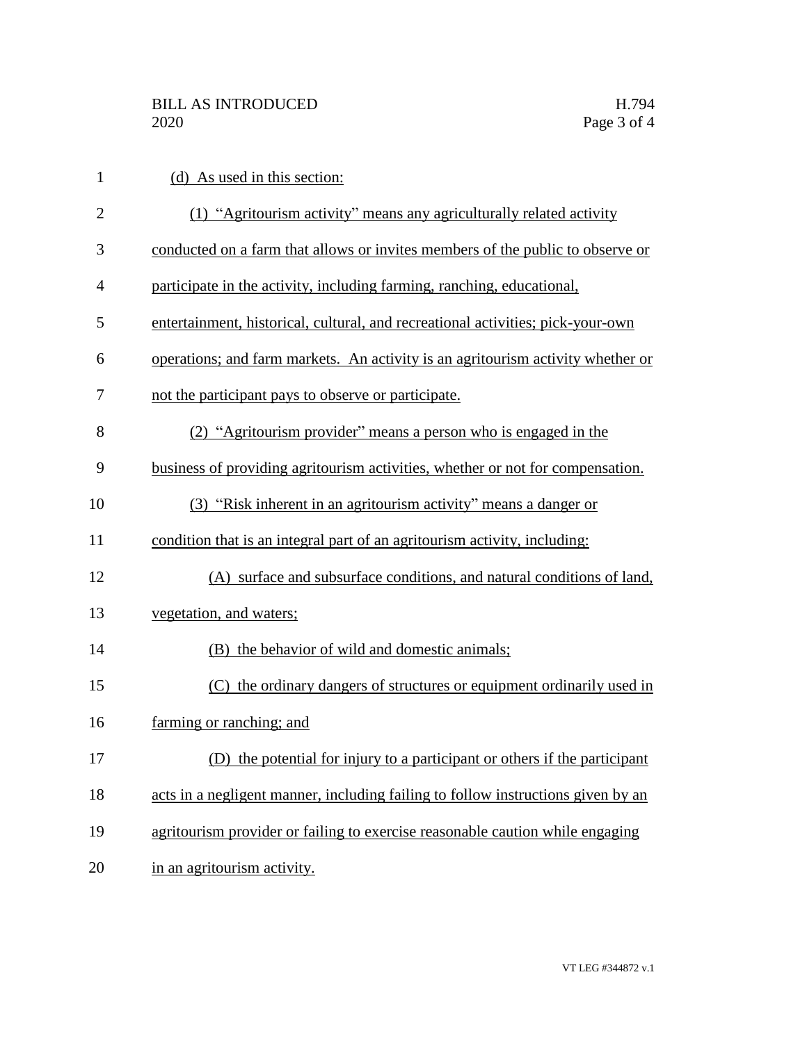(d) As used in this section:

(1) "Agritourism activity" means any agriculturally related activity conducted on a farm that allows or invites members of the public to observe or participate in the activity, including farming, ranching, educational, entertainment, historical, cultural, and recreational activities; pick-your-own operations; and farm markets. An activity is an agritourism activity whether or not the participant pays to observe or participate.

(2) "Agritourism provider" means a person who is engaged in the business of providing agritourism activities, whether or not for compensation.

(3) "Risk inherent in an agritourism activity" means a danger or condition that is an integral part of an agritourism activity, including:

(A) surface and subsurface conditions, and natural conditions of land, vegetation, and waters;

(B) the behavior of wild and domestic animals;

(C) the ordinary dangers of structures or equipment ordinarily used in farming or ranching; and

(D) the potential for injury to a participant or others if the participant acts in a negligent manner, including failing to follow instructions given by an agritourism provider or failing to exercise reasonable caution while engaging in an agritourism activity.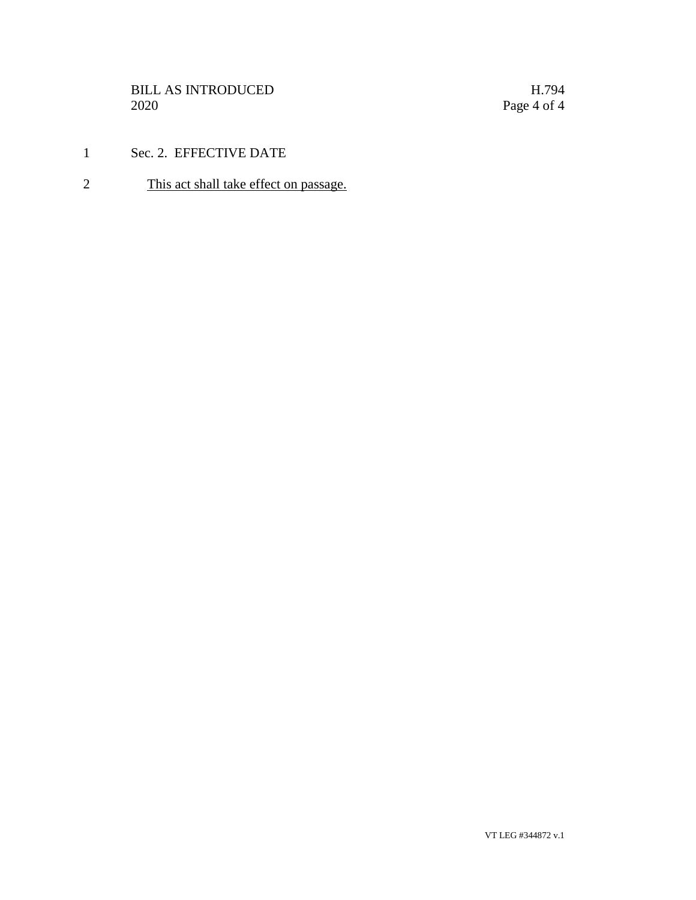Sec. 2. EFFECTIVE DATE

This act shall take effect on passage.